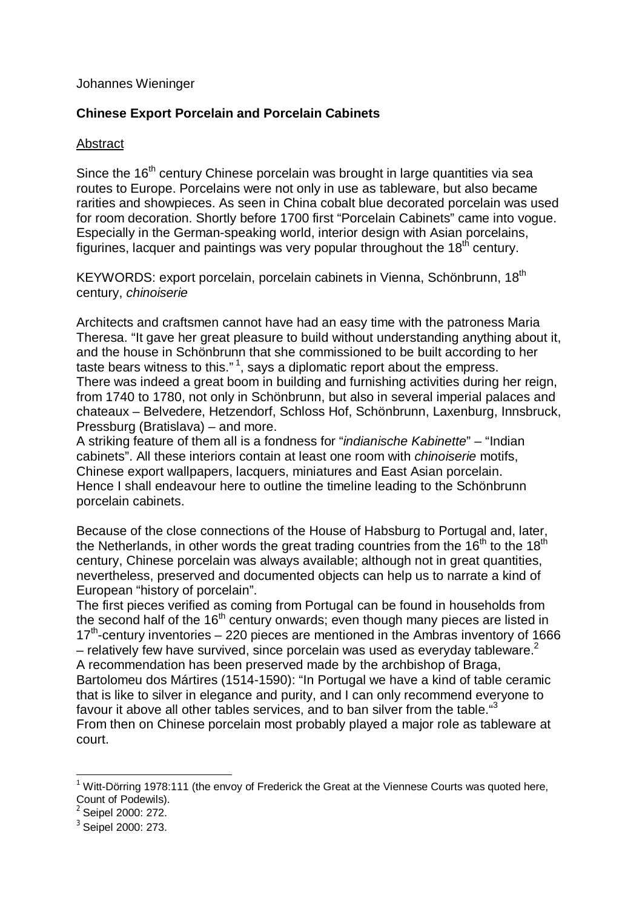Johannes Wieninger

**Chinese Export Porcelain and Porcelain Cabinets**

Abstract

Since the 16th century Chinese porcelain was brought in large quantities via sea routes to Europe. Porcelains were not only in use as tableware, but also became rarities and showpieces. As seen in China cobalt blue decorated porcelain was used for room decoration. Shortly before 1700 first "Porcelain Cabinets" came into vogue. Especially in the German-speaking world, interior design with Asian porcelains, figurines, lacquer and paintings was very popular throughout the 18th century.

KEYWORDS: export porcelain, porcelain cabinets in Vienna, Schönbrunn, 18th century, *chinoiserie*

Architects and craftsmen cannot have had an easy time with the patroness Maria Theresa. "It gave her great pleasure to build without understanding anything about it, and the house in Schönbrunn that she commissioned to be built according to her taste bears witness to this." [1], says a diplomatic report about the empress.
There was indeed a great boom in building and furnishing activities during her reign, from 1740 to 1780, not only in Schönbrunn, but also in several imperial palaces and chateaux – Belvedere, Hetzendorf, Schloss Hof, Schönbrunn, Laxenburg, Innsbruck, Pressburg (Bratislava) – and more.
A striking feature of them all is a fondness for "*indianische Kabinette*" – "Indian cabinets". All these interiors contain at least one room with *chinoiserie* motifs, Chinese export wallpapers, lacquers, miniatures and East Asian porcelain.
Hence I shall endeavour here to outline the timeline leading to the Schönbrunn porcelain cabinets.

Because of the close connections of the House of Habsburg to Portugal and, later, the Netherlands, in other words the great trading countries from the 16th to the 18th century, Chinese porcelain was always available; although not in great quantities, nevertheless, preserved and documented objects can help us to narrate a kind of European "history of porcelain".
The first pieces verified as coming from Portugal can be found in households from the second half of the 16th century onwards; even though many pieces are listed in 17th-century inventories – 220 pieces are mentioned in the Ambras inventory of 1666 – relatively few have survived, since porcelain was used as everyday tableware.[2]
A recommendation has been preserved made by the archbishop of Braga, Bartolomeu dos Mártires (1514-1590): "In Portugal we have a kind of table ceramic that is like to silver in elegance and purity, and I can only recommend everyone to favour it above all other tables services, and to ban silver from the table."[3]
From then on Chinese porcelain most probably played a major role as tableware at court.

---

[1] Witt-Dörring 1978:111 (the envoy of Frederick the Great at the Viennese Courts was quoted here, Count of Podewils).
[2] Seipel 2000: 272.
[3] Seipel 2000: 273.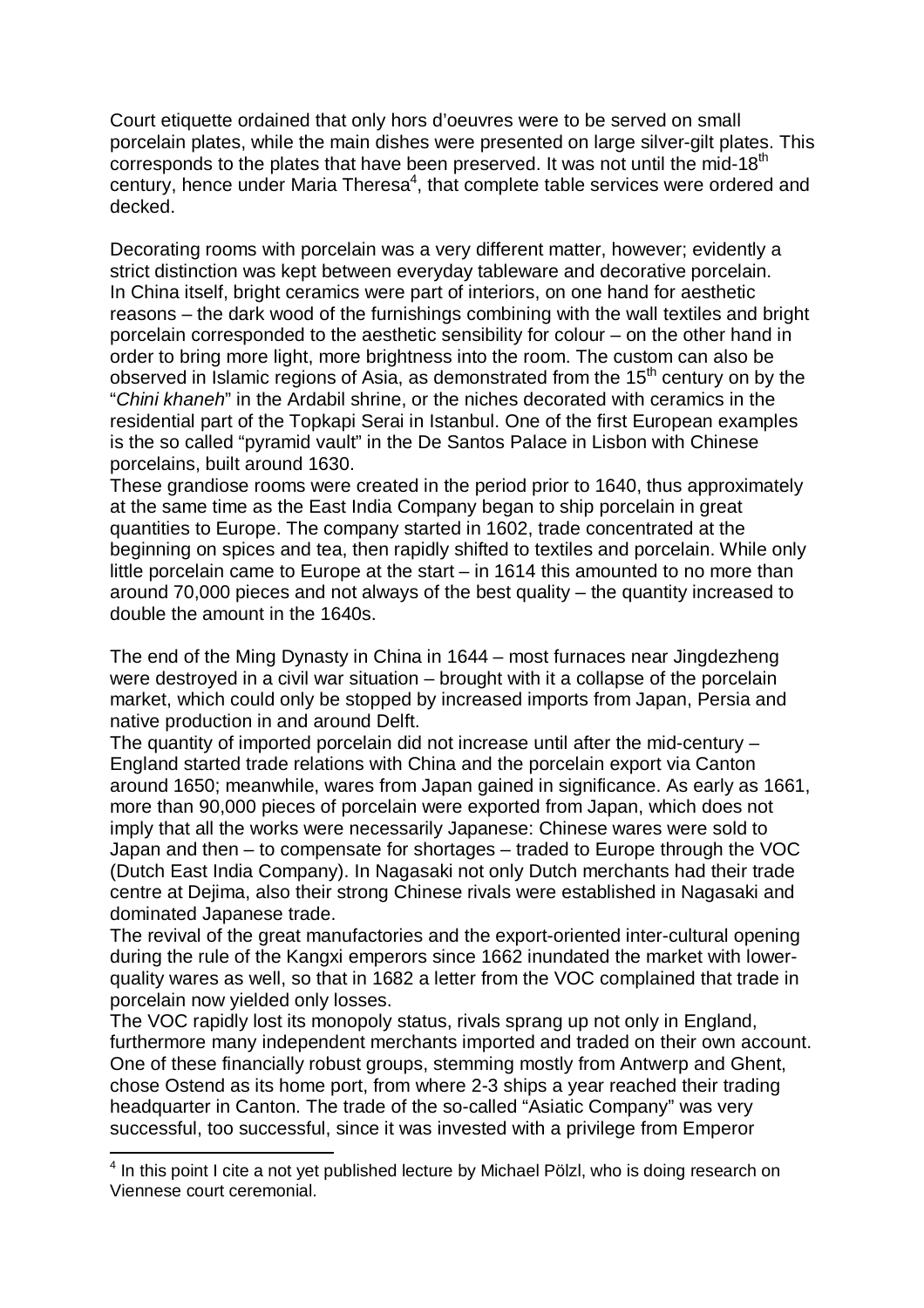Court etiquette ordained that only hors d'oeuvres were to be served on small porcelain plates, while the main dishes were presented on large silver-gilt plates. This corresponds to the plates that have been preserved. It was not until the mid-18th century, hence under Maria Theresa[4], that complete table services were ordered and decked.

Decorating rooms with porcelain was a very different matter, however; evidently a strict distinction was kept between everyday tableware and decorative porcelain. In China itself, bright ceramics were part of interiors, on one hand for aesthetic reasons – the dark wood of the furnishings combining with the wall textiles and bright porcelain corresponded to the aesthetic sensibility for colour – on the other hand in order to bring more light, more brightness into the room. The custom can also be observed in Islamic regions of Asia, as demonstrated from the 15th century on by the "*Chini khaneh*" in the Ardabil shrine, or the niches decorated with ceramics in the residential part of the Topkapi Serai in Istanbul. One of the first European examples is the so called "pyramid vault" in the De Santos Palace in Lisbon with Chinese porcelains, built around 1630.

These grandiose rooms were created in the period prior to 1640, thus approximately at the same time as the East India Company began to ship porcelain in great quantities to Europe. The company started in 1602, trade concentrated at the beginning on spices and tea, then rapidly shifted to textiles and porcelain. While only little porcelain came to Europe at the start – in 1614 this amounted to no more than around 70,000 pieces and not always of the best quality – the quantity increased to double the amount in the 1640s.

The end of the Ming Dynasty in China in 1644 – most furnaces near Jingdezheng were destroyed in a civil war situation – brought with it a collapse of the porcelain market, which could only be stopped by increased imports from Japan, Persia and native production in and around Delft.

The quantity of imported porcelain did not increase until after the mid-century – England started trade relations with China and the porcelain export via Canton around 1650; meanwhile, wares from Japan gained in significance. As early as 1661, more than 90,000 pieces of porcelain were exported from Japan, which does not imply that all the works were necessarily Japanese: Chinese wares were sold to Japan and then – to compensate for shortages – traded to Europe through the VOC (Dutch East India Company). In Nagasaki not only Dutch merchants had their trade centre at Dejima, also their strong Chinese rivals were established in Nagasaki and dominated Japanese trade.

The revival of the great manufactories and the export-oriented inter-cultural opening during the rule of the Kangxi emperors since 1662 inundated the market with lower-quality wares as well, so that in 1682 a letter from the VOC complained that trade in porcelain now yielded only losses.

The VOC rapidly lost its monopoly status, rivals sprang up not only in England, furthermore many independent merchants imported and traded on their own account. One of these financially robust groups, stemming mostly from Antwerp and Ghent, chose Ostend as its home port, from where 2-3 ships a year reached their trading headquarter in Canton. The trade of the so-called "Asiatic Company" was very successful, too successful, since it was invested with a privilege from Emperor

[4] In this point I cite a not yet published lecture by Michael Pölzl, who is doing research on Viennese court ceremonial.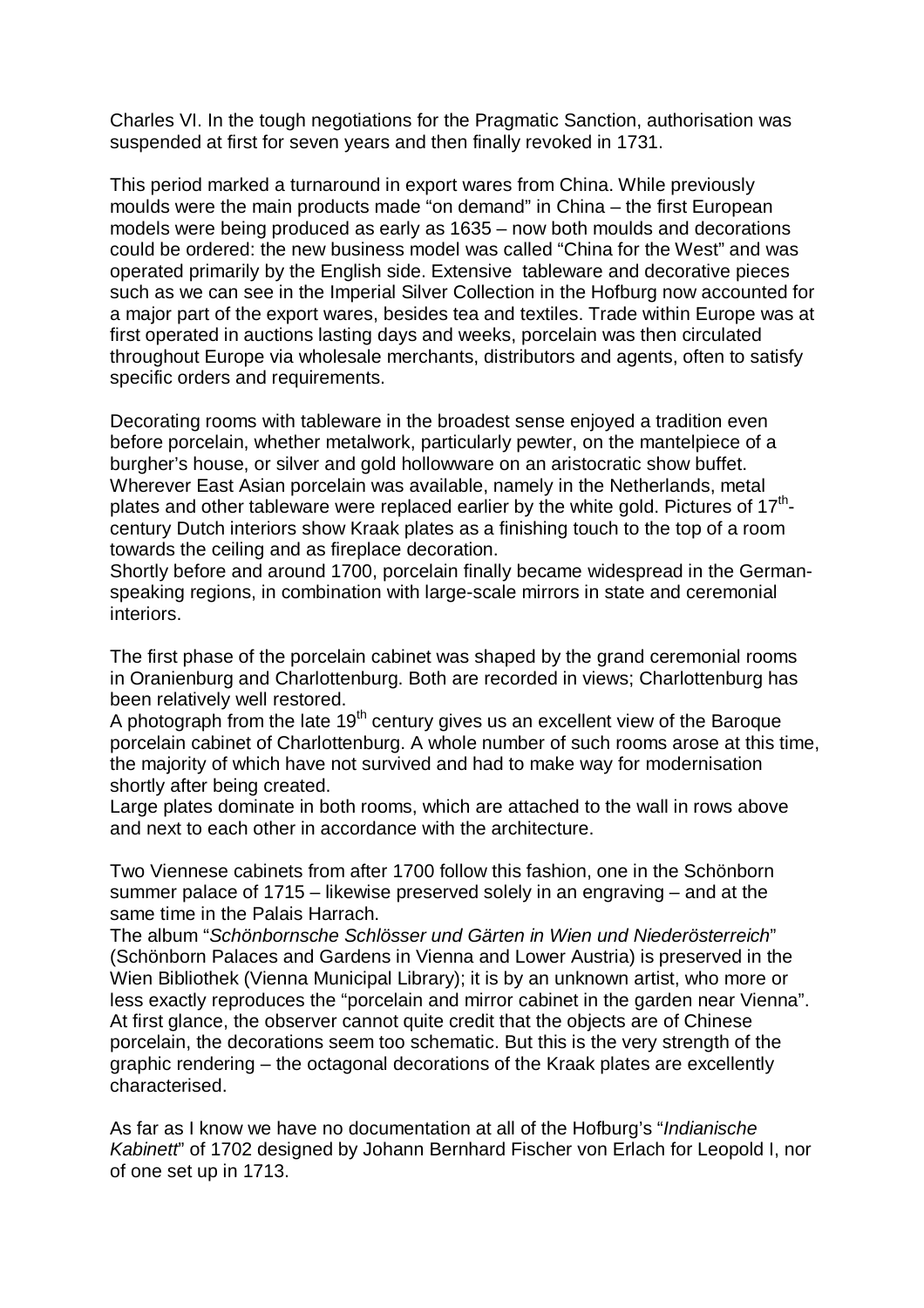Charles VI. In the tough negotiations for the Pragmatic Sanction, authorisation was suspended at first for seven years and then finally revoked in 1731.

This period marked a turnaround in export wares from China. While previously moulds were the main products made "on demand" in China – the first European models were being produced as early as 1635 – now both moulds and decorations could be ordered: the new business model was called "China for the West" and was operated primarily by the English side. Extensive tableware and decorative pieces such as we can see in the Imperial Silver Collection in the Hofburg now accounted for a major part of the export wares, besides tea and textiles. Trade within Europe was at first operated in auctions lasting days and weeks, porcelain was then circulated throughout Europe via wholesale merchants, distributors and agents, often to satisfy specific orders and requirements.

Decorating rooms with tableware in the broadest sense enjoyed a tradition even before porcelain, whether metalwork, particularly pewter, on the mantelpiece of a burgher's house, or silver and gold hollowware on an aristocratic show buffet. Wherever East Asian porcelain was available, namely in the Netherlands, metal plates and other tableware were replaced earlier by the white gold. Pictures of 17th-century Dutch interiors show Kraak plates as a finishing touch to the top of a room towards the ceiling and as fireplace decoration.
Shortly before and around 1700, porcelain finally became widespread in the German-speaking regions, in combination with large-scale mirrors in state and ceremonial interiors.

The first phase of the porcelain cabinet was shaped by the grand ceremonial rooms in Oranienburg and Charlottenburg. Both are recorded in views; Charlottenburg has been relatively well restored.
A photograph from the late 19th century gives us an excellent view of the Baroque porcelain cabinet of Charlottenburg. A whole number of such rooms arose at this time, the majority of which have not survived and had to make way for modernisation shortly after being created.
Large plates dominate in both rooms, which are attached to the wall in rows above and next to each other in accordance with the architecture.

Two Viennese cabinets from after 1700 follow this fashion, one in the Schönborn summer palace of 1715 – likewise preserved solely in an engraving – and at the same time in the Palais Harrach.
The album "*Schönbornsche Schlösser und Gärten in Wien und Niederösterreich*" (Schönborn Palaces and Gardens in Vienna and Lower Austria) is preserved in the Wien Bibliothek (Vienna Municipal Library); it is by an unknown artist, who more or less exactly reproduces the "porcelain and mirror cabinet in the garden near Vienna". At first glance, the observer cannot quite credit that the objects are of Chinese porcelain, the decorations seem too schematic. But this is the very strength of the graphic rendering – the octagonal decorations of the Kraak plates are excellently characterised.

As far as I know we have no documentation at all of the Hofburg's "*Indianische Kabinett*" of 1702 designed by Johann Bernhard Fischer von Erlach for Leopold I, nor of one set up in 1713.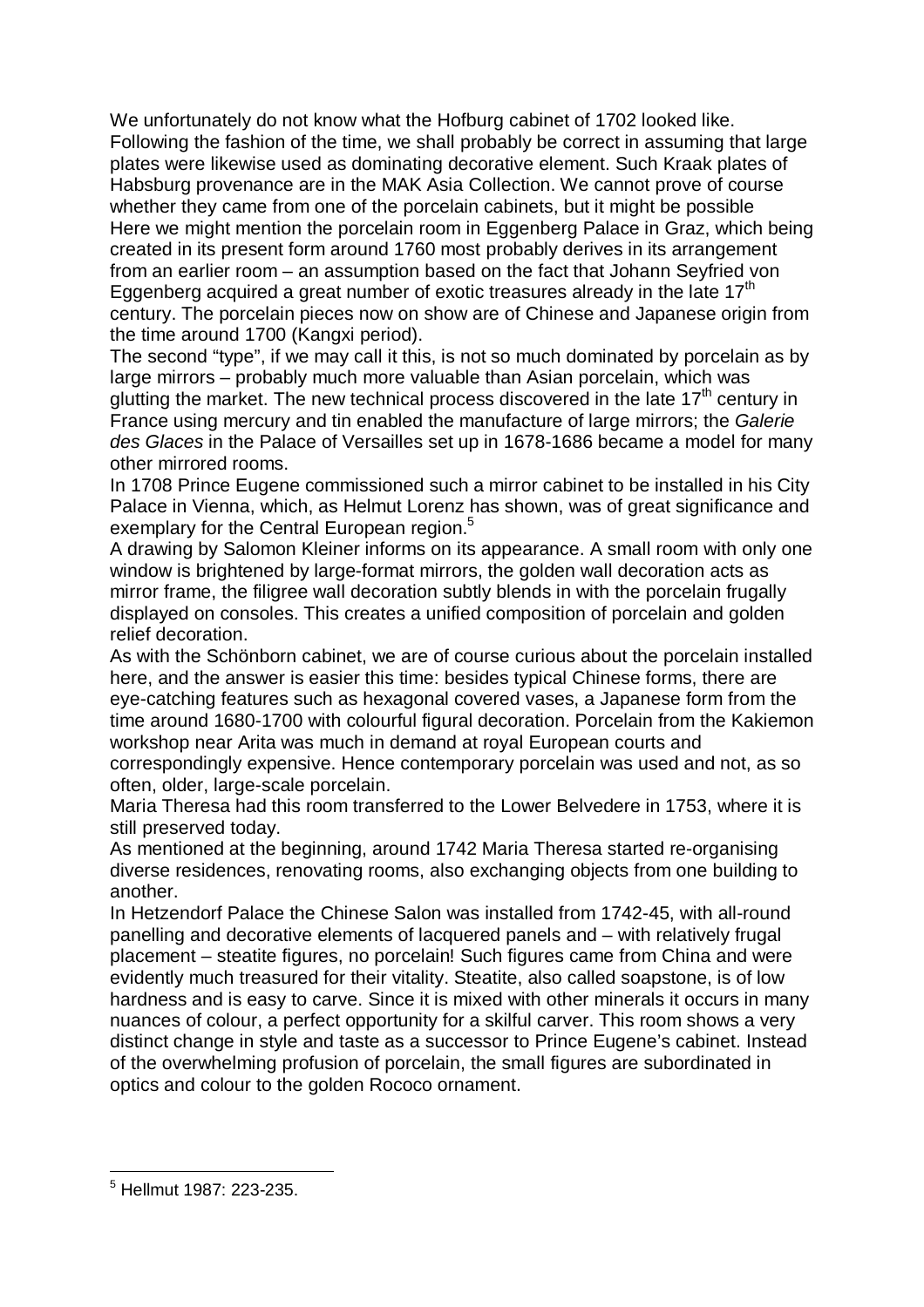We unfortunately do not know what the Hofburg cabinet of 1702 looked like. Following the fashion of the time, we shall probably be correct in assuming that large plates were likewise used as dominating decorative element. Such Kraak plates of Habsburg provenance are in the MAK Asia Collection. We cannot prove of course whether they came from one of the porcelain cabinets, but it might be possible Here we might mention the porcelain room in Eggenberg Palace in Graz, which being created in its present form around 1760 most probably derives in its arrangement from an earlier room – an assumption based on the fact that Johann Seyfried von Eggenberg acquired a great number of exotic treasures already in the late 17th century. The porcelain pieces now on show are of Chinese and Japanese origin from the time around 1700 (Kangxi period).

The second "type", if we may call it this, is not so much dominated by porcelain as by large mirrors – probably much more valuable than Asian porcelain, which was glutting the market. The new technical process discovered in the late 17th century in France using mercury and tin enabled the manufacture of large mirrors; the *Galerie des Glaces* in the Palace of Versailles set up in 1678-1686 became a model for many other mirrored rooms.

In 1708 Prince Eugene commissioned such a mirror cabinet to be installed in his City Palace in Vienna, which, as Helmut Lorenz has shown, was of great significance and exemplary for the Central European region.[5]

A drawing by Salomon Kleiner informs on its appearance. A small room with only one window is brightened by large-format mirrors, the golden wall decoration acts as mirror frame, the filigree wall decoration subtly blends in with the porcelain frugally displayed on consoles. This creates a unified composition of porcelain and golden relief decoration.

As with the Schönborn cabinet, we are of course curious about the porcelain installed here, and the answer is easier this time: besides typical Chinese forms, there are eye-catching features such as hexagonal covered vases, a Japanese form from the time around 1680-1700 with colourful figural decoration. Porcelain from the Kakiemon workshop near Arita was much in demand at royal European courts and correspondingly expensive. Hence contemporary porcelain was used and not, as so often, older, large-scale porcelain.

Maria Theresa had this room transferred to the Lower Belvedere in 1753, where it is still preserved today.

As mentioned at the beginning, around 1742 Maria Theresa started re-organising diverse residences, renovating rooms, also exchanging objects from one building to another.

In Hetzendorf Palace the Chinese Salon was installed from 1742-45, with all-round panelling and decorative elements of lacquered panels and – with relatively frugal placement – steatite figures, no porcelain! Such figures came from China and were evidently much treasured for their vitality. Steatite, also called soapstone, is of low hardness and is easy to carve. Since it is mixed with other minerals it occurs in many nuances of colour, a perfect opportunity for a skilful carver. This room shows a very distinct change in style and taste as a successor to Prince Eugene's cabinet. Instead of the overwhelming profusion of porcelain, the small figures are subordinated in optics and colour to the golden Rococo ornament.

---

[5] Hellmut 1987: 223-235.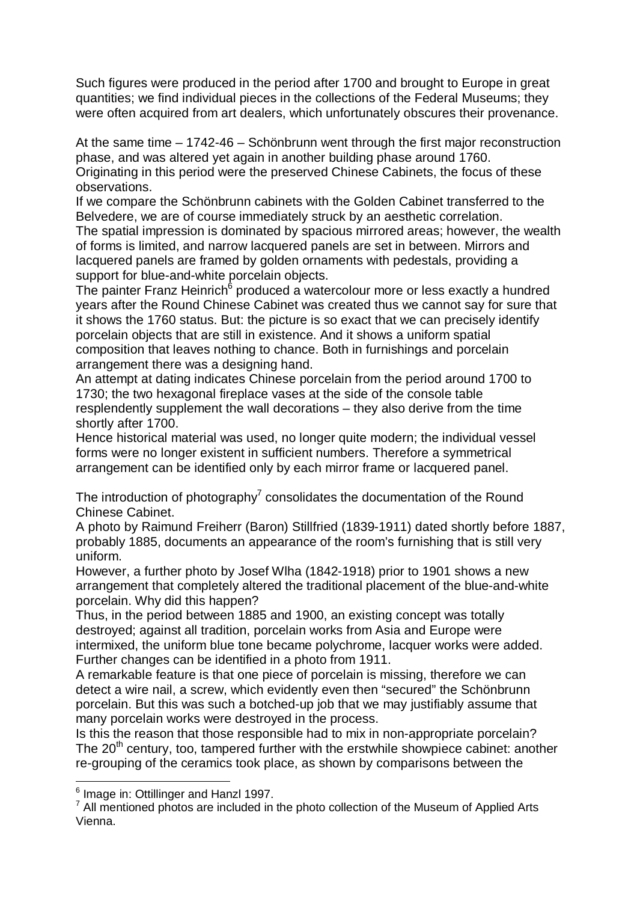Such figures were produced in the period after 1700 and brought to Europe in great quantities; we find individual pieces in the collections of the Federal Museums; they were often acquired from art dealers, which unfortunately obscures their provenance.

At the same time – 1742-46 – Schönbrunn went through the first major reconstruction phase, and was altered yet again in another building phase around 1760.
Originating in this period were the preserved Chinese Cabinets, the focus of these observations.
If we compare the Schönbrunn cabinets with the Golden Cabinet transferred to the Belvedere, we are of course immediately struck by an aesthetic correlation.
The spatial impression is dominated by spacious mirrored areas; however, the wealth of forms is limited, and narrow lacquered panels are set in between. Mirrors and lacquered panels are framed by golden ornaments with pedestals, providing a support for blue-and-white porcelain objects.
The painter Franz Heinrich[6] produced a watercolour more or less exactly a hundred years after the Round Chinese Cabinet was created thus we cannot say for sure that it shows the 1760 status. But: the picture is so exact that we can precisely identify porcelain objects that are still in existence. And it shows a uniform spatial composition that leaves nothing to chance. Both in furnishings and porcelain arrangement there was a designing hand.
An attempt at dating indicates Chinese porcelain from the period around 1700 to 1730; the two hexagonal fireplace vases at the side of the console table resplendently supplement the wall decorations – they also derive from the time shortly after 1700.
Hence historical material was used, no longer quite modern; the individual vessel forms were no longer existent in sufficient numbers. Therefore a symmetrical arrangement can be identified only by each mirror frame or lacquered panel.

The introduction of photography[7] consolidates the documentation of the Round Chinese Cabinet.
A photo by Raimund Freiherr (Baron) Stillfried (1839-1911) dated shortly before 1887, probably 1885, documents an appearance of the room's furnishing that is still very uniform.
However, a further photo by Josef Wlha (1842-1918) prior to 1901 shows a new arrangement that completely altered the traditional placement of the blue-and-white porcelain. Why did this happen?
Thus, in the period between 1885 and 1900, an existing concept was totally destroyed; against all tradition, porcelain works from Asia and Europe were intermixed, the uniform blue tone became polychrome, lacquer works were added. Further changes can be identified in a photo from 1911.
A remarkable feature is that one piece of porcelain is missing, therefore we can detect a wire nail, a screw, which evidently even then "secured" the Schönbrunn porcelain. But this was such a botched-up job that we may justifiably assume that many porcelain works were destroyed in the process.
Is this the reason that those responsible had to mix in non-appropriate porcelain?
The 20th century, too, tampered further with the erstwhile showpiece cabinet: another re-grouping of the ceramics took place, as shown by comparisons between the

---

[6] Image in: Ottillinger and Hanzl 1997.

[7] All mentioned photos are included in the photo collection of the Museum of Applied Arts Vienna.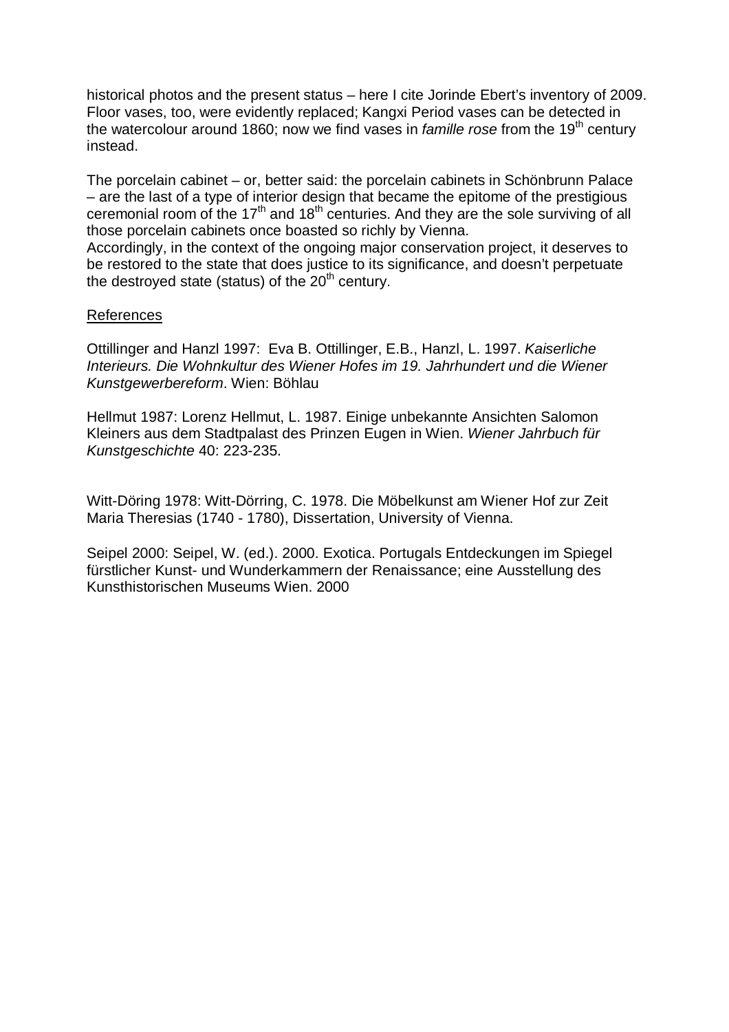historical photos and the present status – here I cite Jorinde Ebert's inventory of 2009. Floor vases, too, were evidently replaced; Kangxi Period vases can be detected in the watercolour around 1860; now we find vases in *famille rose* from the 19th century instead.

The porcelain cabinet – or, better said: the porcelain cabinets in Schönbrunn Palace – are the last of a type of interior design that became the epitome of the prestigious ceremonial room of the 17th and 18th centuries. And they are the sole surviving of all those porcelain cabinets once boasted so richly by Vienna.
Accordingly, in the context of the ongoing major conservation project, it deserves to be restored to the state that does justice to its significance, and doesn't perpetuate the destroyed state (status) of the 20th century.

References

Ottillinger and Hanzl 1997: Eva B. Ottillinger, E.B., Hanzl, L. 1997. *Kaiserliche Interieurs. Die Wohnkultur des Wiener Hofes im 19. Jahrhundert und die Wiener Kunstgewerbereform*. Wien: Böhlau

Hellmut 1987: Lorenz Hellmut, L. 1987. Einige unbekannte Ansichten Salomon Kleiners aus dem Stadtpalast des Prinzen Eugen in Wien. *Wiener Jahrbuch für Kunstgeschichte* 40: 223-235.

Witt-Döring 1978: Witt-Dörring, C. 1978. Die Möbelkunst am Wiener Hof zur Zeit Maria Theresias (1740 - 1780), Dissertation, University of Vienna.

Seipel 2000: Seipel, W. (ed.). 2000. Exotica. Portugals Entdeckungen im Spiegel fürstlicher Kunst- und Wunderkammern der Renaissance; eine Ausstellung des Kunsthistorischen Museums Wien. 2000